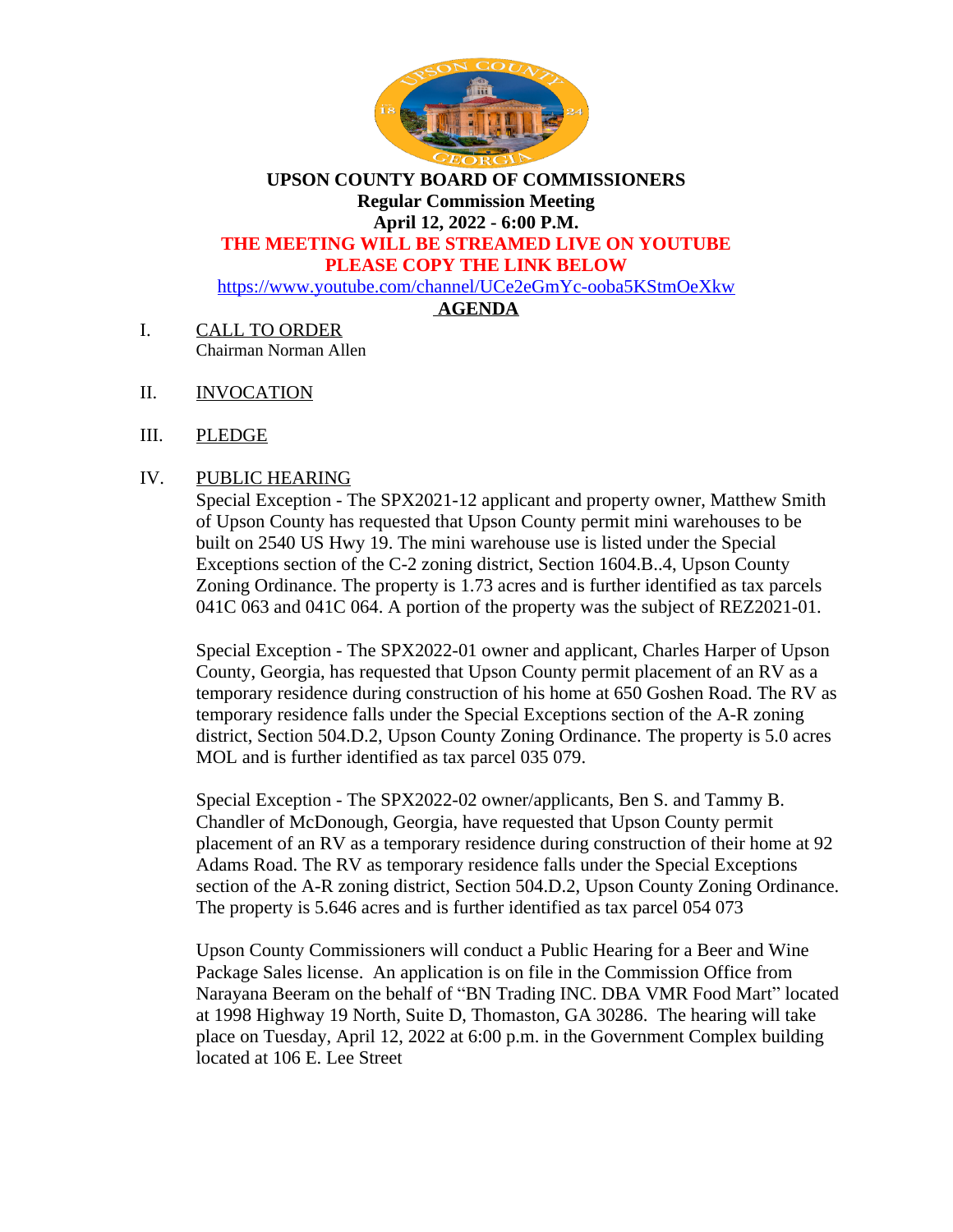**UPSON COUNTY BOARD OF COMMISSIONERS**
**Regular Commission Meeting**
**April 12, 2022 - 6:00 P.M.**
**THE MEETING WILL BE STREAMED LIVE ON YOUTUBE**
**PLEASE COPY THE LINK BELOW**
https://www.youtube.com/channel/UCe2eGmYc-ooba5KStmOeXkw

**AGENDA**

I. CALL TO ORDER
Chairman Norman Allen

II. INVOCATION

III. PLEDGE

IV. PUBLIC HEARING

Special Exception - The SPX2021-12 applicant and property owner, Matthew Smith of Upson County has requested that Upson County permit mini warehouses to be built on 2540 US Hwy 19. The mini warehouse use is listed under the Special Exceptions section of the C-2 zoning district, Section 1604.B..4, Upson County Zoning Ordinance. The property is 1.73 acres and is further identified as tax parcels 041C 063 and 041C 064. A portion of the property was the subject of REZ2021-01.

Special Exception - The SPX2022-01 owner and applicant, Charles Harper of Upson County, Georgia, has requested that Upson County permit placement of an RV as a temporary residence during construction of his home at 650 Goshen Road. The RV as temporary residence falls under the Special Exceptions section of the A-R zoning district, Section 504.D.2, Upson County Zoning Ordinance. The property is 5.0 acres MOL and is further identified as tax parcel 035 079.

Special Exception - The SPX2022-02 owner/applicants, Ben S. and Tammy B. Chandler of McDonough, Georgia, have requested that Upson County permit placement of an RV as a temporary residence during construction of their home at 92 Adams Road. The RV as temporary residence falls under the Special Exceptions section of the A-R zoning district, Section 504.D.2, Upson County Zoning Ordinance. The property is 5.646 acres and is further identified as tax parcel 054 073

Upson County Commissioners will conduct a Public Hearing for a Beer and Wine Package Sales license. An application is on file in the Commission Office from Narayana Beeram on the behalf of "BN Trading INC. DBA VMR Food Mart" located at 1998 Highway 19 North, Suite D, Thomaston, GA 30286. The hearing will take place on Tuesday, April 12, 2022 at 6:00 p.m. in the Government Complex building located at 106 E. Lee Street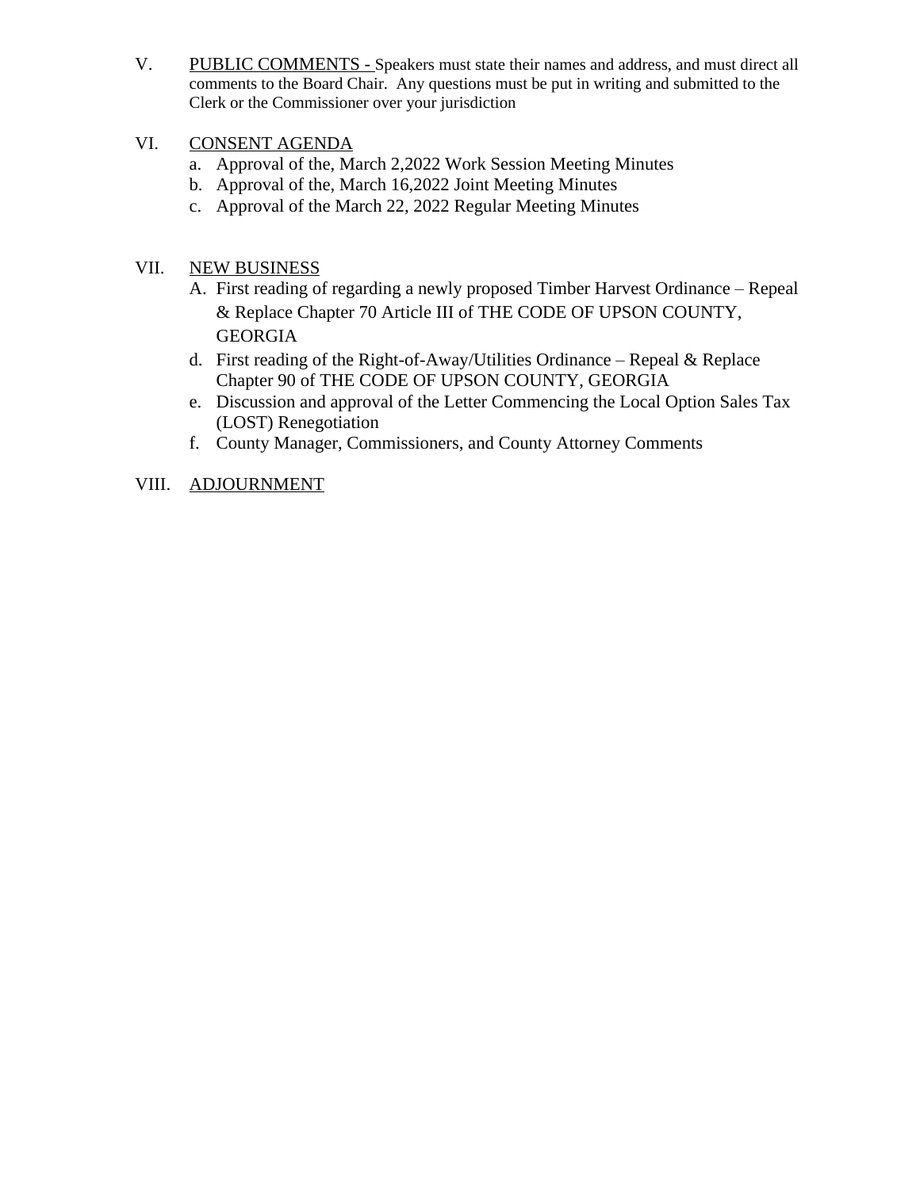V. <u>PUBLIC COMMENTS -</u> Speakers must state their names and address, and must direct all comments to the Board Chair. Any questions must be put in writing and submitted to the Clerk or the Commissioner over your jurisdiction

VI. <u>CONSENT AGENDA</u>

a. Approval of the, March 2,2022 Work Session Meeting Minutes
b. Approval of the, March 16,2022 Joint Meeting Minutes
c. Approval of the March 22, 2022 Regular Meeting Minutes

VII. <u>NEW BUSINESS</u>

A. First reading of regarding a newly proposed Timber Harvest Ordinance – Repeal & Replace Chapter 70 Article III of THE CODE OF UPSON COUNTY, GEORGIA
d. First reading of the Right-of-Away/Utilities Ordinance – Repeal & Replace Chapter 90 of THE CODE OF UPSON COUNTY, GEORGIA
e. Discussion and approval of the Letter Commencing the Local Option Sales Tax (LOST) Renegotiation
f. County Manager, Commissioners, and County Attorney Comments

VIII. <u>ADJOURNMENT</u>